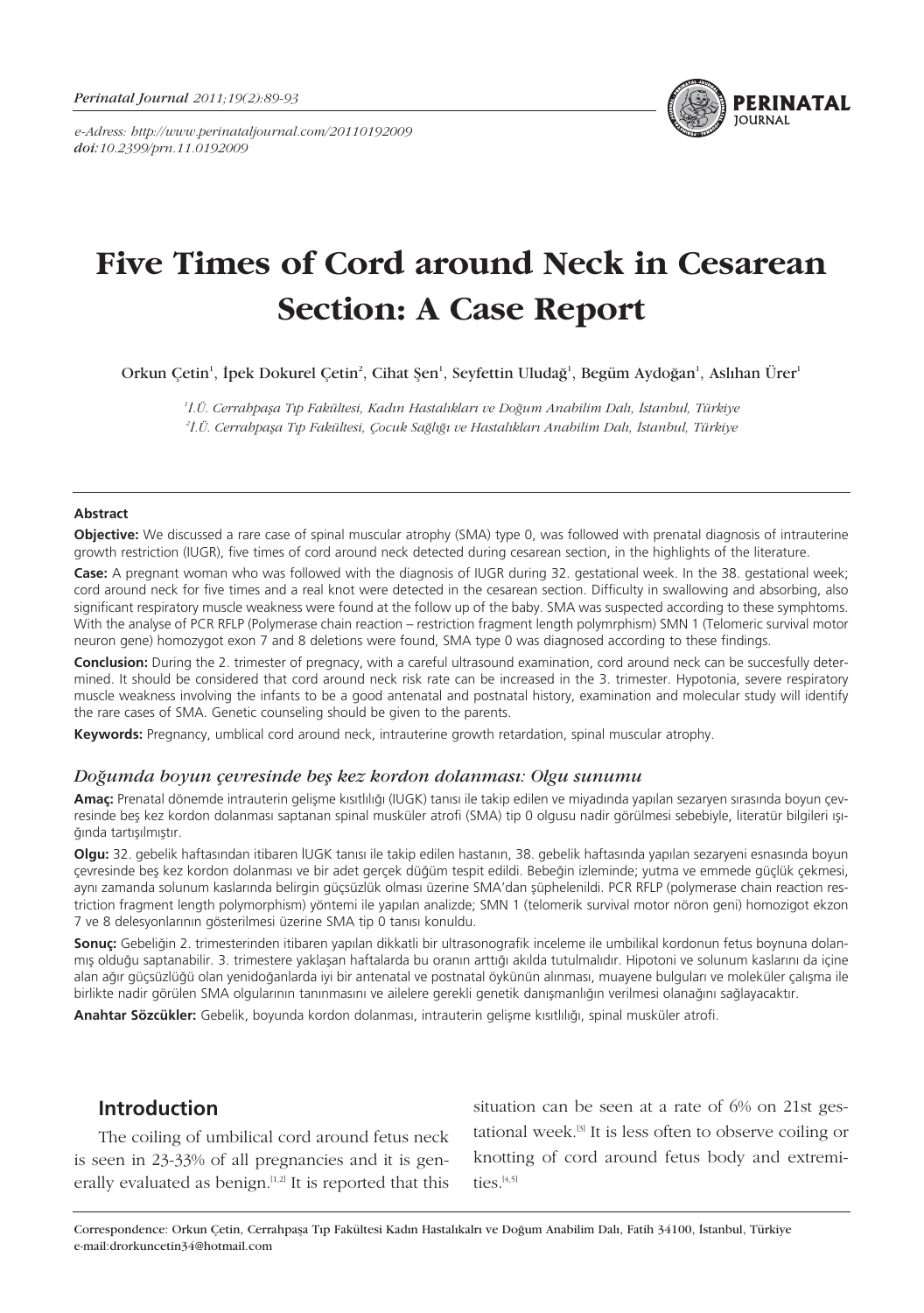# Five Times of Cord around Neck in Cesarean Section: A Case Report

Orkun Çetin[1], İpek Dokurel Çetin[2], Cihat Şen[1], Seyfettin Uludağ[1], Begüm Aydoğan[1], Aslıhan Ürer[1]

*[1]İ.Ü. Cerrahpaşa Tıp Fakültesi, Kadın Hastalıkları ve Doğum Anabilim Dalı, İstanbul, Türkiye*
*[2]İ.Ü. Cerrahpaşa Tıp Fakültesi, Çocuk Sağlığı ve Hastalıkları Anabilim Dalı, İstanbul, Türkiye*

#### Abstract

**Objective:** We discussed a rare case of spinal muscular atrophy (SMA) type 0, was followed with prenatal diagnosis of intrauterine growth restriction (IUGR), five times of cord around neck detected during cesarean section, in the highlights of the literature.

**Case:** A pregnant woman who was followed with the diagnosis of IUGR during 32. gestational week. In the 38. gestational week; cord around neck for five times and a real knot were detected in the cesarean section. Difficulty in swallowing and absorbing, also significant respiratory muscle weakness were found at the follow up of the baby. SMA was suspected according to these symphtoms. With the analyse of PCR RFLP (Polymerase chain reaction – restriction fragment length polymrphism) SMN 1 (Telomeric survival motor neuron gene) homozygot exon 7 and 8 deletions were found, SMA type 0 was diagnosed according to these findings.

**Conclusion:** During the 2. trimester of pregnacy, with a careful ultrasound examination, cord around neck can be succesfully determined. It should be considered that cord around neck risk rate can be increased in the 3. trimester. Hypotonia, severe respiratory muscle weakness involving the infants to be a good antenatal and postnatal history, examination and molecular study will identify the rare cases of SMA. Genetic counseling should be given to the parents.

**Keywords:** Pregnancy, umblical cord around neck, intrauterine growth retardation, spinal muscular atrophy.

### *Doğumda boyun çevresinde beş kez kordon dolanması: Olgu sunumu*

**Amaç:** Prenatal dönemde intrauterin gelişme kısıtlılığı (IUGK) tanısı ile takip edilen ve miyadında yapılan sezaryen sırasında boyun çevresinde beş kez kordon dolanması saptanan spinal musküler atrofi (SMA) tip 0 olgusu nadir görülmesi sebebiyle, literatür bilgileri ışığında tartışılmıştır.

**Olgu:** 32. gebelik haftasından itibaren İUGK tanısı ile takip edilen hastanın, 38. gebelik haftasında yapılan sezaryeni esnasında boyun çevresinde beş kez kordon dolanması ve bir adet gerçek düğüm tespit edildi. Bebeğin izleminde; yutma ve emmede güçlük çekmesi, aynı zamanda solunum kaslarında belirgin güçsüzlük olması üzerine SMA'dan şüphelenildi. PCR RFLP (polymerase chain reaction restriction fragment length polymorphism) yöntemi ile yapılan analizde; SMN 1 (telomerik survival motor nöron geni) homozigot ekzon 7 ve 8 delesyonlarının gösterilmesi üzerine SMA tip 0 tanısı konuldu.

**Sonuç:** Gebeliğin 2. trimesterinden itibaren yapılan dikkatli bir ultrasonografik inceleme ile umbilikal kordonun fetus boynuna dolanmış olduğu saptanabilir. 3. trimestere yaklaşan haftalarda bu oranın arttığı akılda tutulmalıdır. Hipotoni ve solunum kaslarını da içine alan ağır güçsüzlüğü olan yenidoğanlarda iyi bir antenatal ve postnatal öykünün alınması, muayene bulguları ve moleküler çalışma ile birlikte nadir görülen SMA olgularının tanınmasını ve ailelere gerekli genetik danışmanlığın verilmesi olanağını sağlayacaktır.

**Anahtar Sözcükler:** Gebelik, boyunda kordon dolanması, intrauterin gelişme kısıtlılığı, spinal musküler atrofi.

## Introduction

The coiling of umbilical cord around fetus neck is seen in 23-33% of all pregnancies and it is generally evaluated as benign.[1,2] It is reported that this situation can be seen at a rate of 6% on 21st gestational week.[3] It is less often to observe coiling or knotting of cord around fetus body and extremities.[4,5]

Correspondence: Orkun Çetin, Cerrahpaşa Tıp Fakültesi Kadın Hastalıkalrı ve Doğum Anabilim Dalı, Fatih 34100, İstanbul, Türkiye
e-mail:drorkuncetin34@hotmail.com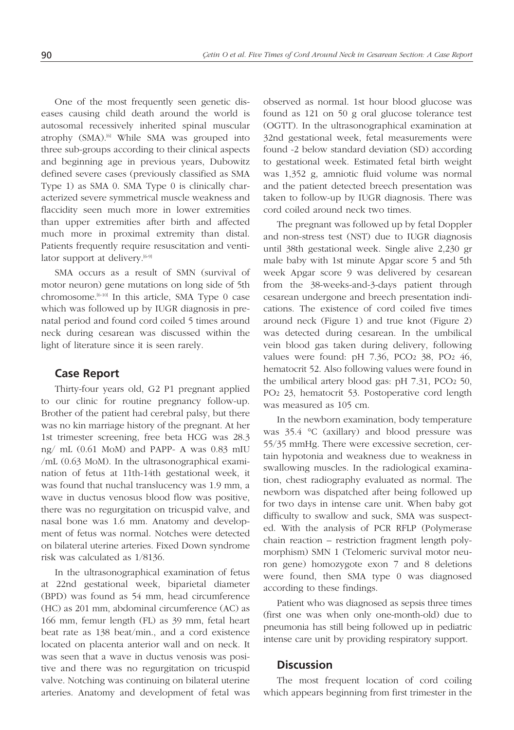One of the most frequently seen genetic diseases causing child death around the world is autosomal recessively inherited spinal muscular atrophy (SMA).[6] While SMA was grouped into three sub-groups according to their clinical aspects and beginning age in previous years, Dubowitz defined severe cases (previously classified as SMA Type 1) as SMA 0. SMA Type 0 is clinically characterized severe symmetrical muscle weakness and flaccidity seen much more in lower extremities than upper extremities after birth and affected much more in proximal extremity than distal. Patients frequently require resuscitation and ventilator support at delivery.[6-9]

SMA occurs as a result of SMN (survival of motor neuron) gene mutations on long side of 5th chromosome.[6-10] In this article, SMA Type 0 case which was followed up by IUGR diagnosis in prenatal period and found cord coiled 5 times around neck during cesarean was discussed within the light of literature since it is seen rarely.

## Case Report

Thirty-four years old, G2 P1 pregnant applied to our clinic for routine pregnancy follow-up. Brother of the patient had cerebral palsy, but there was no kin marriage history of the pregnant. At her 1st trimester screening, free beta HCG was 28.3 ng/ mL (0.61 MoM) and PAPP- A was 0.83 mIU /mL (0.63 MoM). In the ultrasonographical examination of fetus at 11th-14th gestational week, it was found that nuchal translucency was 1.9 mm, a wave in ductus venosus blood flow was positive, there was no regurgitation on tricuspid valve, and nasal bone was 1.6 mm. Anatomy and development of fetus was normal. Notches were detected on bilateral uterine arteries. Fixed Down syndrome risk was calculated as 1/8136.

In the ultrasonographical examination of fetus at 22nd gestational week, biparietal diameter (BPD) was found as 54 mm, head circumference (HC) as 201 mm, abdominal circumference (AC) as 166 mm, femur length (FL) as 39 mm, fetal heart beat rate as 138 beat/min., and a cord existence located on placenta anterior wall and on neck. It was seen that a wave in ductus venosis was positive and there was no regurgitation on tricuspid valve. Notching was continuing on bilateral uterine arteries. Anatomy and development of fetal was observed as normal. 1st hour blood glucose was found as 121 on 50 g oral glucose tolerance test (OGTT). In the ultrasonographical examination at 32nd gestational week, fetal measurements were found -2 below standard deviation (SD) according to gestational week. Estimated fetal birth weight was 1,352 g, amniotic fluid volume was normal and the patient detected breech presentation was taken to follow-up by IUGR diagnosis. There was cord coiled around neck two times.

The pregnant was followed up by fetal Doppler and non-stress test (NST) due to IUGR diagnosis until 38th gestational week. Single alive 2,230 gr male baby with 1st minute Apgar score 5 and 5th week Apgar score 9 was delivered by cesarean from the 38-weeks-and-3-days patient through cesarean undergone and breech presentation indications. The existence of cord coiled five times around neck (Figure 1) and true knot (Figure 2) was detected during cesarean. In the umbilical vein blood gas taken during delivery, following values were found: pH 7.36, $PCO_2$ 38, $PO_2$ 46, hematocrit 52. Also following values were found in the umbilical artery blood gas: pH 7.31, $PCO_2$ 50, $PO_2$ 23, hematocrit 53. Postoperative cord length was measured as 105 cm.

In the newborn examination, body temperature was 35.4 °C (axillary) and blood pressure was 55/35 mmHg. There were excessive secretion, certain hypotonia and weakness due to weakness in swallowing muscles. In the radiological examination, chest radiography evaluated as normal. The newborn was dispatched after being followed up for two days in intense care unit. When baby got difficulty to swallow and suck, SMA was suspected. With the analysis of PCR RFLP (Polymerase chain reaction – restriction fragment length polymorphism) SMN 1 (Telomeric survival motor neuron gene) homozygote exon 7 and 8 deletions were found, then SMA type 0 was diagnosed according to these findings.

Patient who was diagnosed as sepsis three times (first one was when only one-month-old) due to pneumonia has still being followed up in pediatric intense care unit by providing respiratory support.

## Discussion

The most frequent location of cord coiling which appears beginning from first trimester in the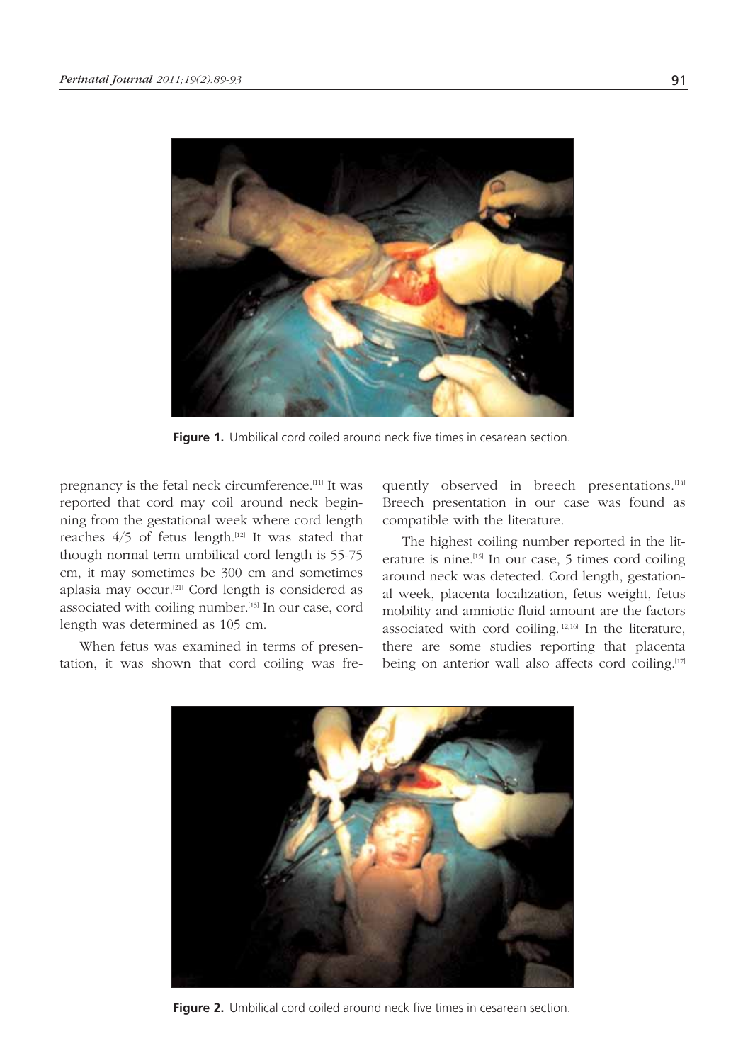Figure 1. Umbilical cord coiled around neck five times in cesarean section.

pregnancy is the fetal neck circumference.[11] It was reported that cord may coil around neck beginning from the gestational week where cord length reaches 4/5 of fetus length.[12] It was stated that though normal term umbilical cord length is 55-75 cm, it may sometimes be 300 cm and sometimes aplasia may occur.[21] Cord length is considered as associated with coiling number.[13] In our case, cord length was determined as 105 cm.

When fetus was examined in terms of presentation, it was shown that cord coiling was frequently observed in breech presentations.[14] Breech presentation in our case was found as compatible with the literature.

The highest coiling number reported in the literature is nine.[15] In our case, 5 times cord coiling around neck was detected. Cord length, gestational week, placenta localization, fetus weight, fetus mobility and amniotic fluid amount are the factors associated with cord coiling.[12,16] In the literature, there are some studies reporting that placenta being on anterior wall also affects cord coiling.[17]

Figure 2. Umbilical cord coiled around neck five times in cesarean section.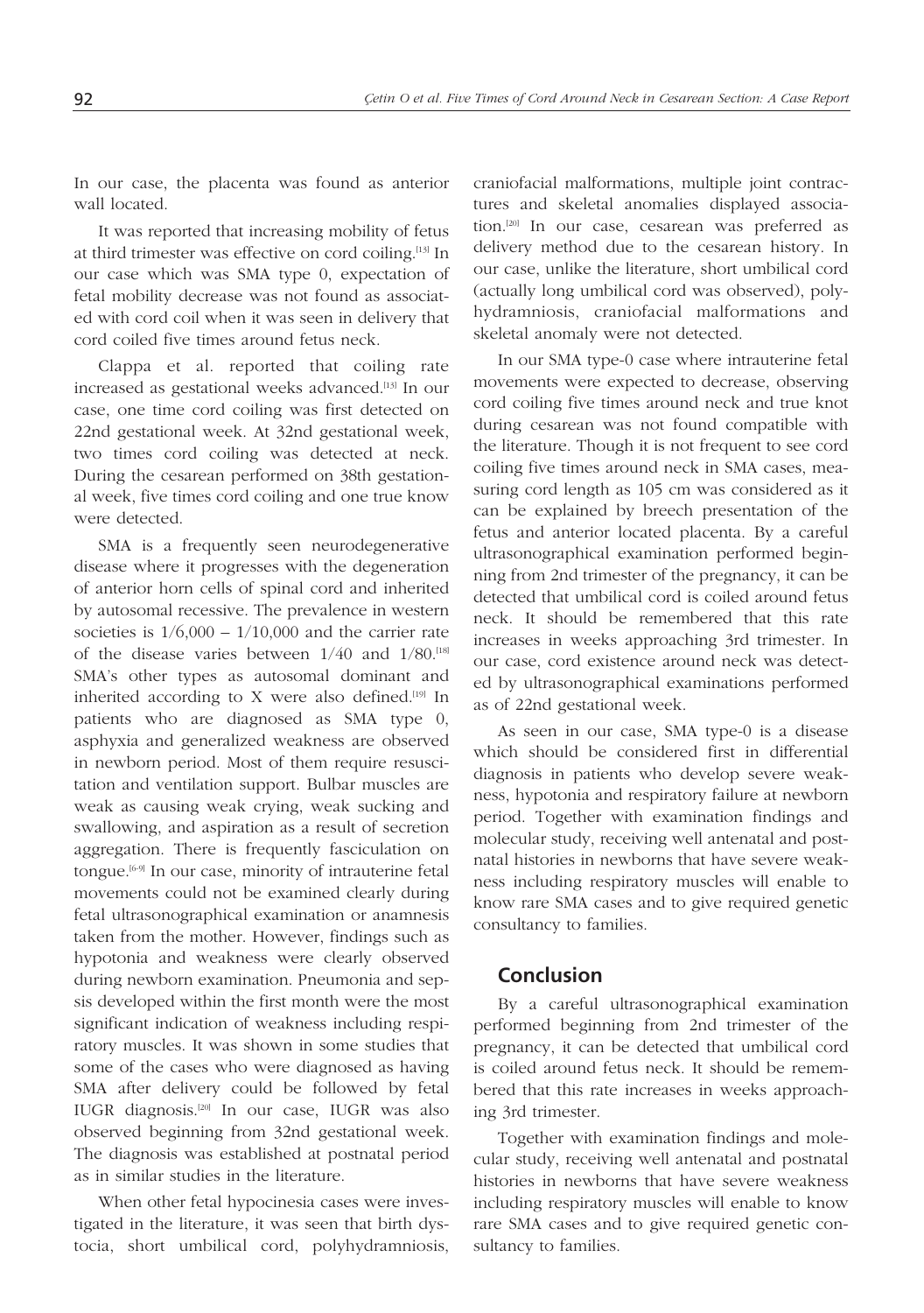In our case, the placenta was found as anterior wall located.

It was reported that increasing mobility of fetus at third trimester was effective on cord coiling.[13] In our case which was SMA type 0, expectation of fetal mobility decrease was not found as associated with cord coil when it was seen in delivery that cord coiled five times around fetus neck.

Clappa et al. reported that coiling rate increased as gestational weeks advanced.[13] In our case, one time cord coiling was first detected on 22nd gestational week. At 32nd gestational week, two times cord coiling was detected at neck. During the cesarean performed on 38th gestational week, five times cord coiling and one true know were detected.

SMA is a frequently seen neurodegenerative disease where it progresses with the degeneration of anterior horn cells of spinal cord and inherited by autosomal recessive. The prevalence in western societies is 1/6,000 – 1/10,000 and the carrier rate of the disease varies between 1/40 and 1/80.[18] SMA's other types as autosomal dominant and inherited according to X were also defined.[19] In patients who are diagnosed as SMA type 0, asphyxia and generalized weakness are observed in newborn period. Most of them require resuscitation and ventilation support. Bulbar muscles are weak as causing weak crying, weak sucking and swallowing, and aspiration as a result of secretion aggregation. There is frequently fasciculation on tongue.[6-9] In our case, minority of intrauterine fetal movements could not be examined clearly during fetal ultrasonographical examination or anamnesis taken from the mother. However, findings such as hypotonia and weakness were clearly observed during newborn examination. Pneumonia and sepsis developed within the first month were the most significant indication of weakness including respiratory muscles. It was shown in some studies that some of the cases who were diagnosed as having SMA after delivery could be followed by fetal IUGR diagnosis.[20] In our case, IUGR was also observed beginning from 32nd gestational week. The diagnosis was established at postnatal period as in similar studies in the literature.

When other fetal hypocinesia cases were investigated in the literature, it was seen that birth dystocia, short umbilical cord, polyhydramniosis, craniofacial malformations, multiple joint contractures and skeletal anomalies displayed association.[20] In our case, cesarean was preferred as delivery method due to the cesarean history. In our case, unlike the literature, short umbilical cord (actually long umbilical cord was observed), polyhydramniosis, craniofacial malformations and skeletal anomaly were not detected.

In our SMA type-0 case where intrauterine fetal movements were expected to decrease, observing cord coiling five times around neck and true knot during cesarean was not found compatible with the literature. Though it is not frequent to see cord coiling five times around neck in SMA cases, measuring cord length as 105 cm was considered as it can be explained by breech presentation of the fetus and anterior located placenta. By a careful ultrasonographical examination performed beginning from 2nd trimester of the pregnancy, it can be detected that umbilical cord is coiled around fetus neck. It should be remembered that this rate increases in weeks approaching 3rd trimester. In our case, cord existence around neck was detected by ultrasonographical examinations performed as of 22nd gestational week.

As seen in our case, SMA type-0 is a disease which should be considered first in differential diagnosis in patients who develop severe weakness, hypotonia and respiratory failure at newborn period. Together with examination findings and molecular study, receiving well antenatal and postnatal histories in newborns that have severe weakness including respiratory muscles will enable to know rare SMA cases and to give required genetic consultancy to families.

## Conclusion

By a careful ultrasonographical examination performed beginning from 2nd trimester of the pregnancy, it can be detected that umbilical cord is coiled around fetus neck. It should be remembered that this rate increases in weeks approaching 3rd trimester.

Together with examination findings and molecular study, receiving well antenatal and postnatal histories in newborns that have severe weakness including respiratory muscles will enable to know rare SMA cases and to give required genetic consultancy to families.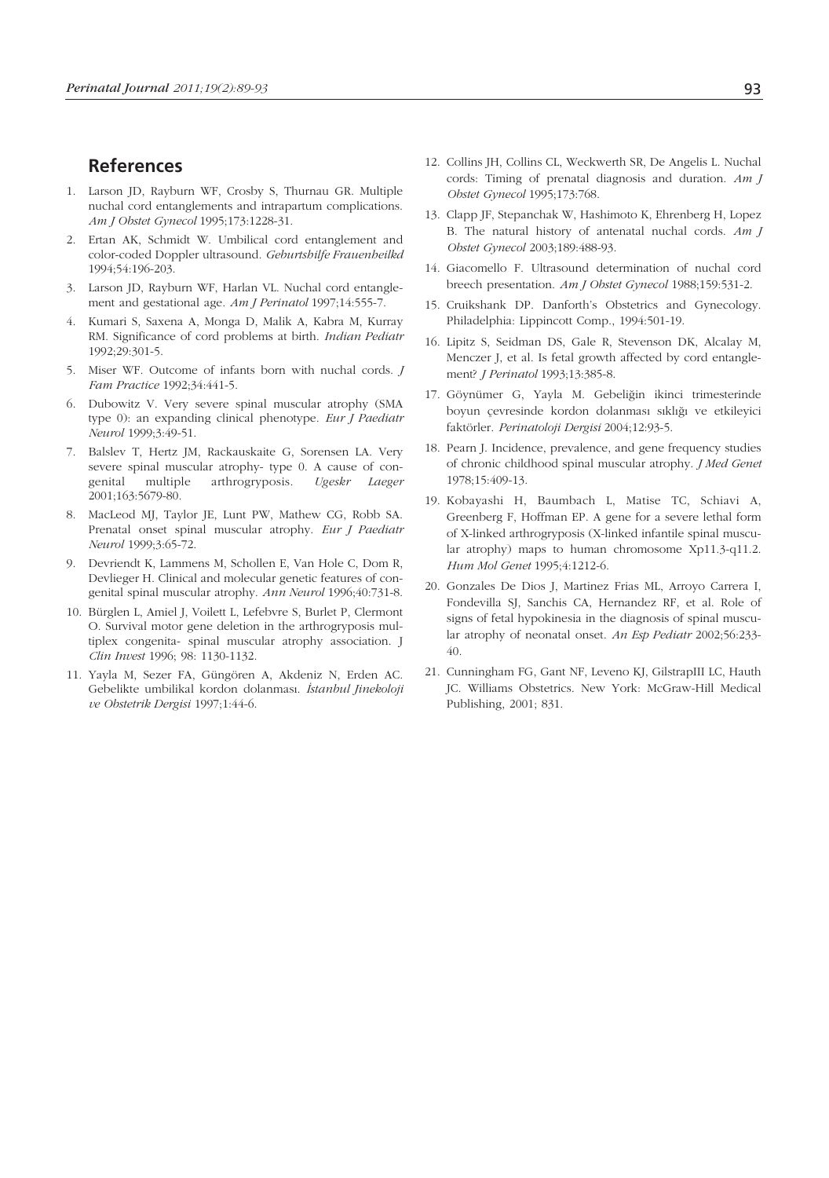## References

1. Larson JD, Rayburn WF, Crosby S, Thurnau GR. Multiple nuchal cord entanglements and intrapartum complications. *Am J Obstet Gynecol* 1995;173:1228-31.
2. Ertan AK, Schmidt W. Umbilical cord entanglement and color-coded Doppler ultrasound. *Geburtshilfe Frauenheilkd* 1994;54:196-203.
3. Larson JD, Rayburn WF, Harlan VL. Nuchal cord entanglement and gestational age. *Am J Perinatol* 1997;14:555-7.
4. Kumari S, Saxena A, Monga D, Malik A, Kabra M, Kurray RM. Significance of cord problems at birth. *Indian Pediatr* 1992;29:301-5.
5. Miser WF. Outcome of infants born with nuchal cords. *J Fam Practice* 1992;34:441-5.
6. Dubowitz V. Very severe spinal muscular atrophy (SMA type 0): an expanding clinical phenotype. *Eur J Paediatr Neurol* 1999;3:49-51.
7. Balslev T, Hertz JM, Rackauskaite G, Sorensen LA. Very severe spinal muscular atrophy- type 0. A cause of congenital multiple arthrogryposis. *Ugeskr Laeger* 2001;163:5679-80.
8. MacLeod MJ, Taylor JE, Lunt PW, Mathew CG, Robb SA. Prenatal onset spinal muscular atrophy. *Eur J Paediatr Neurol* 1999;3:65-72.
9. Devriendt K, Lammens M, Schollen E, Van Hole C, Dom R, Devlieger H. Clinical and molecular genetic features of congenital spinal muscular atrophy. *Ann Neurol* 1996;40:731-8.
10. Bürglen L, Amiel J, Voilett L, Lefebvre S, Burlet P, Clermont O. Survival motor gene deletion in the arthrogryposis multiplex congenita- spinal muscular atrophy association. J *Clin Invest* 1996; 98: 1130-1132.
11. Yayla M, Sezer FA, Güngören A, Akdeniz N, Erden AC. Gebelikte umbilikal kordon dolanması. *İstanbul Jinekoloji ve Obstetrik Dergisi* 1997;1:44-6.
12. Collins JH, Collins CL, Weckwerth SR, De Angelis L. Nuchal cords: Timing of prenatal diagnosis and duration. *Am J Obstet Gynecol* 1995;173:768.
13. Clapp JF, Stepanchak W, Hashimoto K, Ehrenberg H, Lopez B. The natural history of antenatal nuchal cords. *Am J Obstet Gynecol* 2003;189:488-93.
14. Giacomello F. Ultrasound determination of nuchal cord breech presentation. *Am J Obstet Gynecol* 1988;159:531-2.
15. Cruikshank DP. Danforth's Obstetrics and Gynecology. Philadelphia: Lippincott Comp., 1994:501-19.
16. Lipitz S, Seidman DS, Gale R, Stevenson DK, Alcalay M, Menczer J, et al. Is fetal growth affected by cord entanglement? *J Perinatol* 1993;13:385-8.
17. Göynümer G, Yayla M. Gebeliğin ikinci trimesterinde boyun çevresinde kordon dolanması sıklığı ve etkileyici faktörler. *Perinatoloji Dergisi* 2004;12:93-5.
18. Pearn J. Incidence, prevalence, and gene frequency studies of chronic childhood spinal muscular atrophy. *J Med Genet* 1978;15:409-13.
19. Kobayashi H, Baumbach L, Matise TC, Schiavi A, Greenberg F, Hoffman EP. A gene for a severe lethal form of X-linked arthrogryposis (X-linked infantile spinal muscular atrophy) maps to human chromosome Xp11.3-q11.2. *Hum Mol Genet* 1995;4:1212-6.
20. Gonzales De Dios J, Martinez Frias ML, Arroyo Carrera I, Fondevilla SJ, Sanchis CA, Hernandez RF, et al. Role of signs of fetal hypokinesia in the diagnosis of spinal muscular atrophy of neonatal onset. *An Esp Pediatr* 2002;56:233-40.
21. Cunningham FG, Gant NF, Leveno KJ, GilstrapIII LC, Hauth JC. Williams Obstetrics. New York: McGraw-Hill Medical Publishing, 2001; 831.